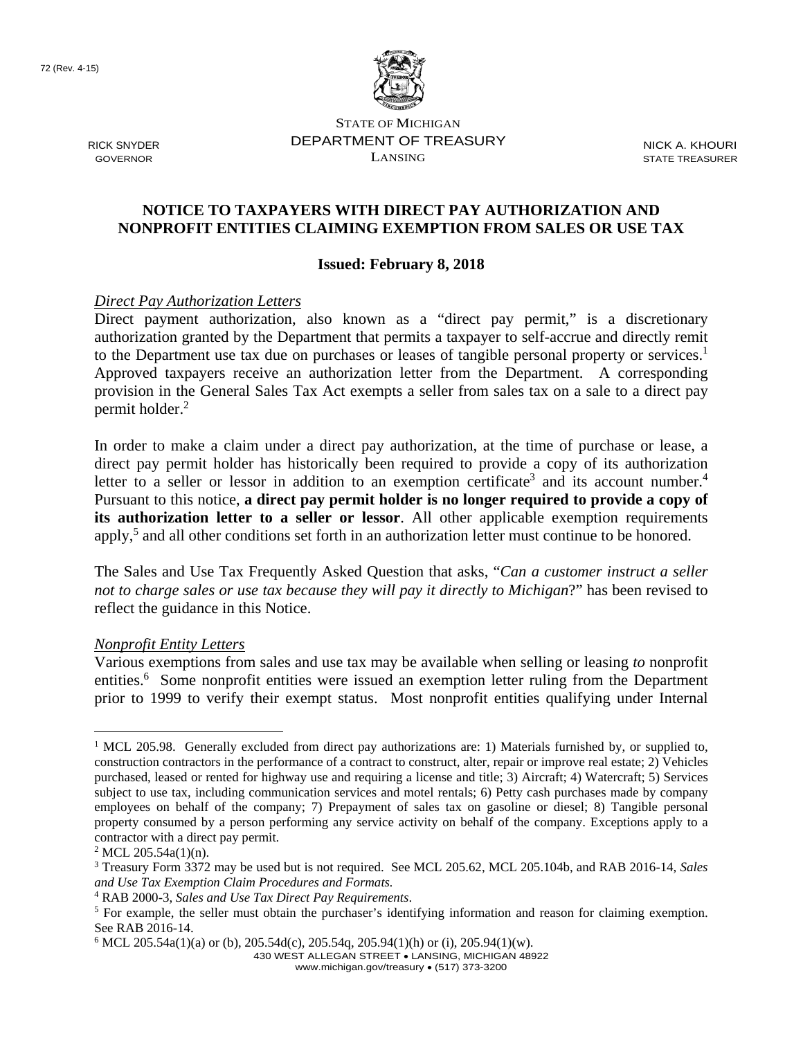72 (Rev. 4-15)

STATE OF MICHIGAN
DEPARTMENT OF TREASURY
LANSING

RICK SNYDER
GOVERNOR

NICK A. KHOURI
STATE TREASURER

## NOTICE TO TAXPAYERS WITH DIRECT PAY AUTHORIZATION AND NONPROFIT ENTITIES CLAIMING EXEMPTION FROM SALES OR USE TAX

**Issued: February 8, 2018**

*Direct Pay Authorization Letters*

Direct payment authorization, also known as a "direct pay permit," is a discretionary authorization granted by the Department that permits a taxpayer to self-accrue and directly remit to the Department use tax due on purchases or leases of tangible personal property or services.[1] Approved taxpayers receive an authorization letter from the Department. A corresponding provision in the General Sales Tax Act exempts a seller from sales tax on a sale to a direct pay permit holder.[2]

In order to make a claim under a direct pay authorization, at the time of purchase or lease, a direct pay permit holder has historically been required to provide a copy of its authorization letter to a seller or lessor in addition to an exemption certificate[3] and its account number.[4] Pursuant to this notice, **a direct pay permit holder is no longer required to provide a copy of its authorization letter to a seller or lessor**. All other applicable exemption requirements apply,[5] and all other conditions set forth in an authorization letter must continue to be honored.

The Sales and Use Tax Frequently Asked Question that asks, "*Can a customer instruct a seller not to charge sales or use tax because they will pay it directly to Michigan*?" has been revised to reflect the guidance in this Notice.

*Nonprofit Entity Letters*

Various exemptions from sales and use tax may be available when selling or leasing *to* nonprofit entities.[6] Some nonprofit entities were issued an exemption letter ruling from the Department prior to 1999 to verify their exempt status. Most nonprofit entities qualifying under Internal

---

[1] MCL 205.98. Generally excluded from direct pay authorizations are: 1) Materials furnished by, or supplied to, construction contractors in the performance of a contract to construct, alter, repair or improve real estate; 2) Vehicles purchased, leased or rented for highway use and requiring a license and title; 3) Aircraft; 4) Watercraft; 5) Services subject to use tax, including communication services and motel rentals; 6) Petty cash purchases made by company employees on behalf of the company; 7) Prepayment of sales tax on gasoline or diesel; 8) Tangible personal property consumed by a person performing any service activity on behalf of the company. Exceptions apply to a contractor with a direct pay permit.

[2] MCL 205.54a(1)(n).

[3] Treasury Form 3372 may be used but is not required. See MCL 205.62, MCL 205.104b, and RAB 2016-14, *Sales and Use Tax Exemption Claim Procedures and Formats.*

[4] RAB 2000-3, *Sales and Use Tax Direct Pay Requirements*.

[5] For example, the seller must obtain the purchaser's identifying information and reason for claiming exemption. See RAB 2016-14.

[6] MCL 205.54a(1)(a) or (b), 205.54d(c), 205.54q, 205.94(1)(h) or (i), 205.94(1)(w).

430 WEST ALLEGAN STREET • LANSING, MICHIGAN 48922
www.michigan.gov/treasury • (517) 373-3200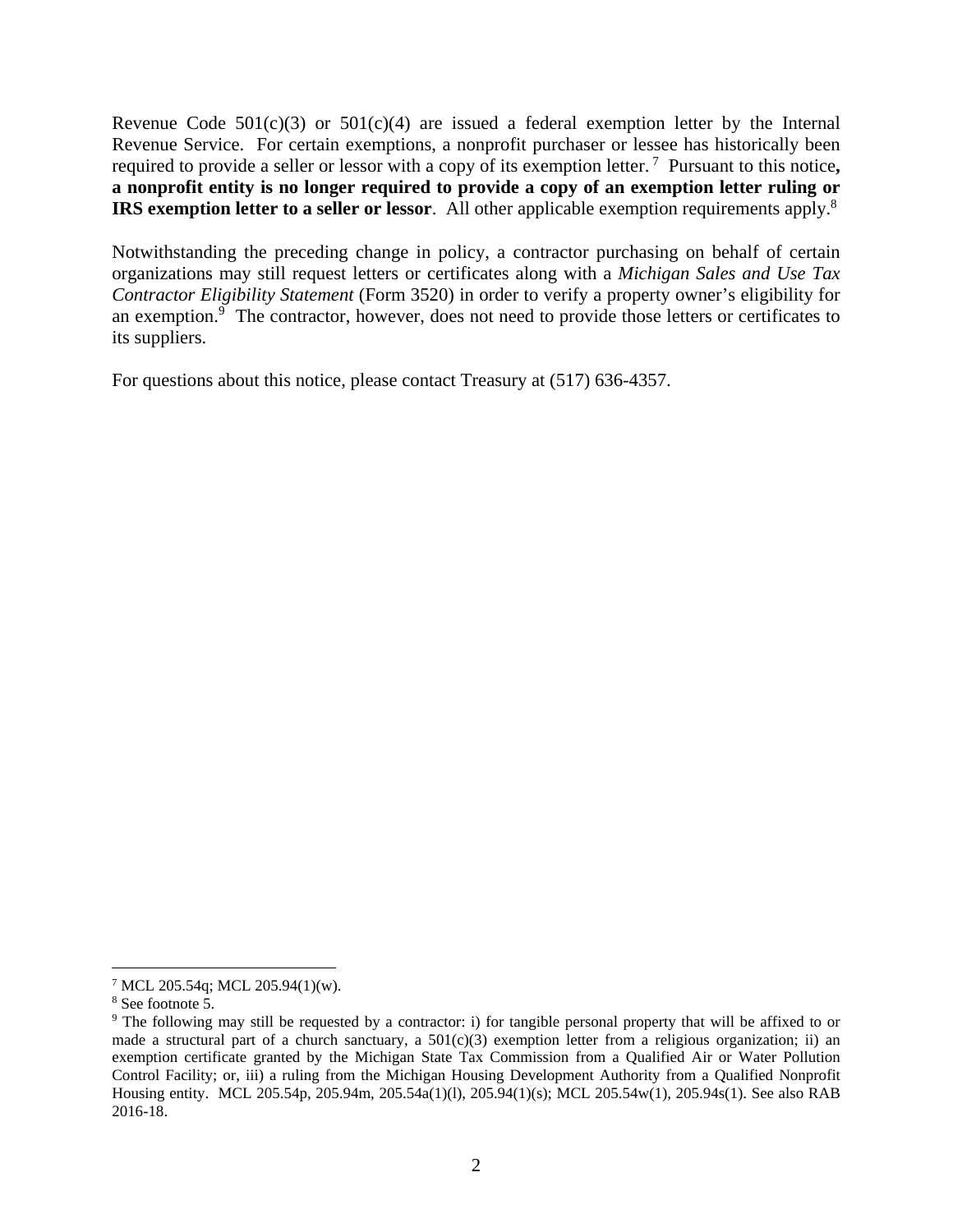Revenue Code 501(c)(3) or 501(c)(4) are issued a federal exemption letter by the Internal Revenue Service. For certain exemptions, a nonprofit purchaser or lessee has historically been required to provide a seller or lessor with a copy of its exemption letter.[7] Pursuant to this notice**, a nonprofit entity is no longer required to provide a copy of an exemption letter ruling or IRS exemption letter to a seller or lessor**. All other applicable exemption requirements apply.[8]

Notwithstanding the preceding change in policy, a contractor purchasing on behalf of certain organizations may still request letters or certificates along with a *Michigan Sales and Use Tax Contractor Eligibility Statement* (Form 3520) in order to verify a property owner's eligibility for an exemption.[9] The contractor, however, does not need to provide those letters or certificates to its suppliers.

For questions about this notice, please contact Treasury at (517) 636-4357.

---

[7] MCL 205.54q; MCL 205.94(1)(w).

[8] See footnote 5.

[9] The following may still be requested by a contractor: i) for tangible personal property that will be affixed to or made a structural part of a church sanctuary, a 501(c)(3) exemption letter from a religious organization; ii) an exemption certificate granted by the Michigan State Tax Commission from a Qualified Air or Water Pollution Control Facility; or, iii) a ruling from the Michigan Housing Development Authority from a Qualified Nonprofit Housing entity. MCL 205.54p, 205.94m, 205.54a(1)(l), 205.94(1)(s); MCL 205.54w(1), 205.94s(1). See also RAB 2016-18.